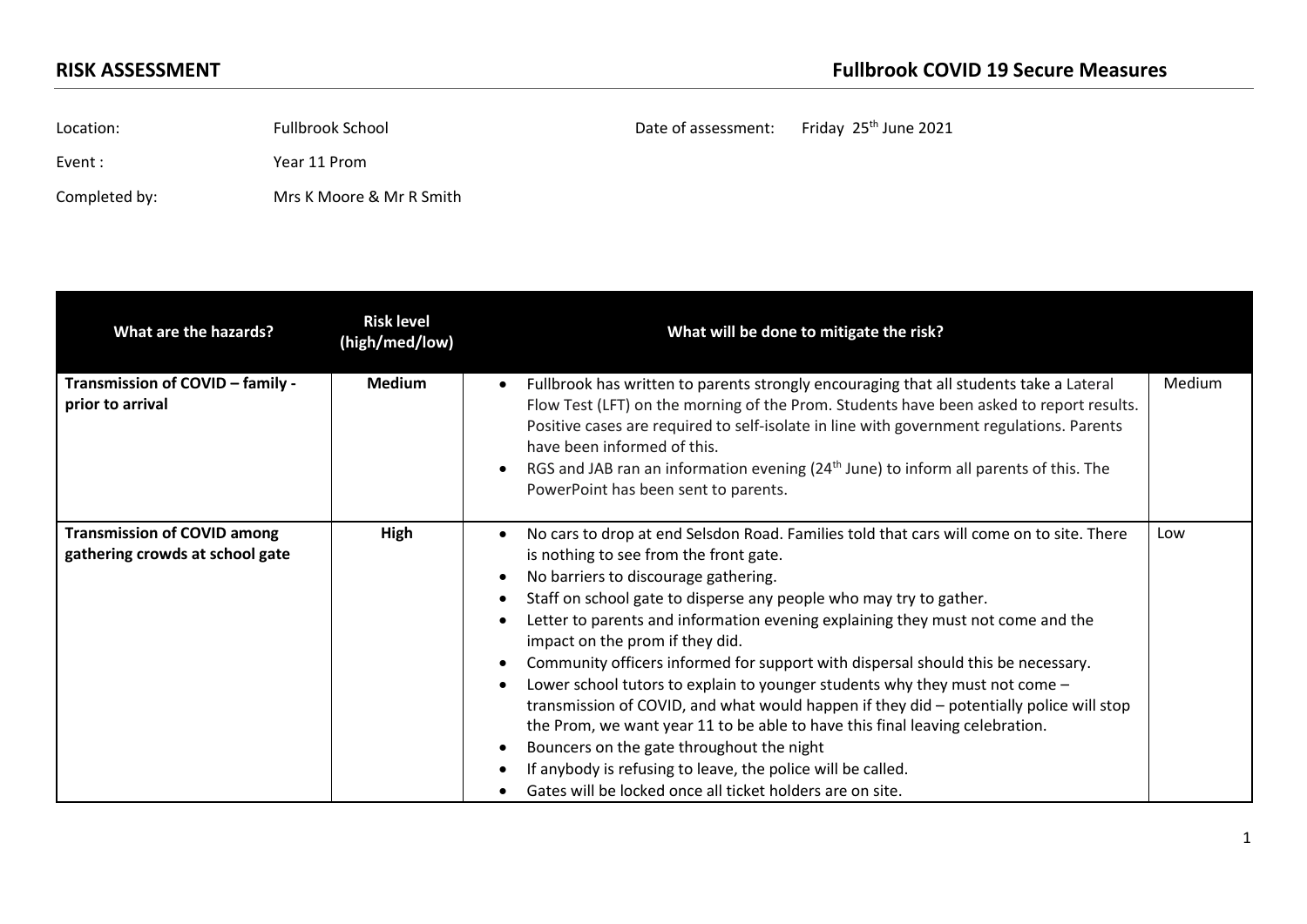**RISK ASSESSMENT** **Fullbrook COVID 19 Secure Measures**

Location: Fullbrook School

Date of assessment: Friday 25th June 2021

Event : Year 11 Prom

Completed by: Mrs K Moore & Mr R Smith

| What are the hazards? | Risk level (high/med/low) | What will be done to mitigate the risk? | |
|---|---|---|---|
| **Transmission of COVID – family - prior to arrival** | **Medium** | • Fullbrook has written to parents strongly encouraging that all students take a Lateral Flow Test (LFT) on the morning of the Prom. Students have been asked to report results. Positive cases are required to self-isolate in line with government regulations. Parents have been informed of this.<br>• RGS and JAB ran an information evening (24th June) to inform all parents of this. The PowerPoint has been sent to parents. | Medium |
| **Transmission of COVID among gathering crowds at school gate** | **High** | • No cars to drop at end Selsdon Road. Families told that cars will come on to site. There is nothing to see from the front gate.<br>• No barriers to discourage gathering.<br>• Staff on school gate to disperse any people who may try to gather.<br>• Letter to parents and information evening explaining they must not come and the impact on the prom if they did.<br>• Community officers informed for support with dispersal should this be necessary.<br>• Lower school tutors to explain to younger students why they must not come – transmission of COVID, and what would happen if they did – potentially police will stop the Prom, we want year 11 to be able to have this final leaving celebration.<br>• Bouncers on the gate throughout the night<br>• If anybody is refusing to leave, the police will be called.<br>• Gates will be locked once all ticket holders are on site. | Low |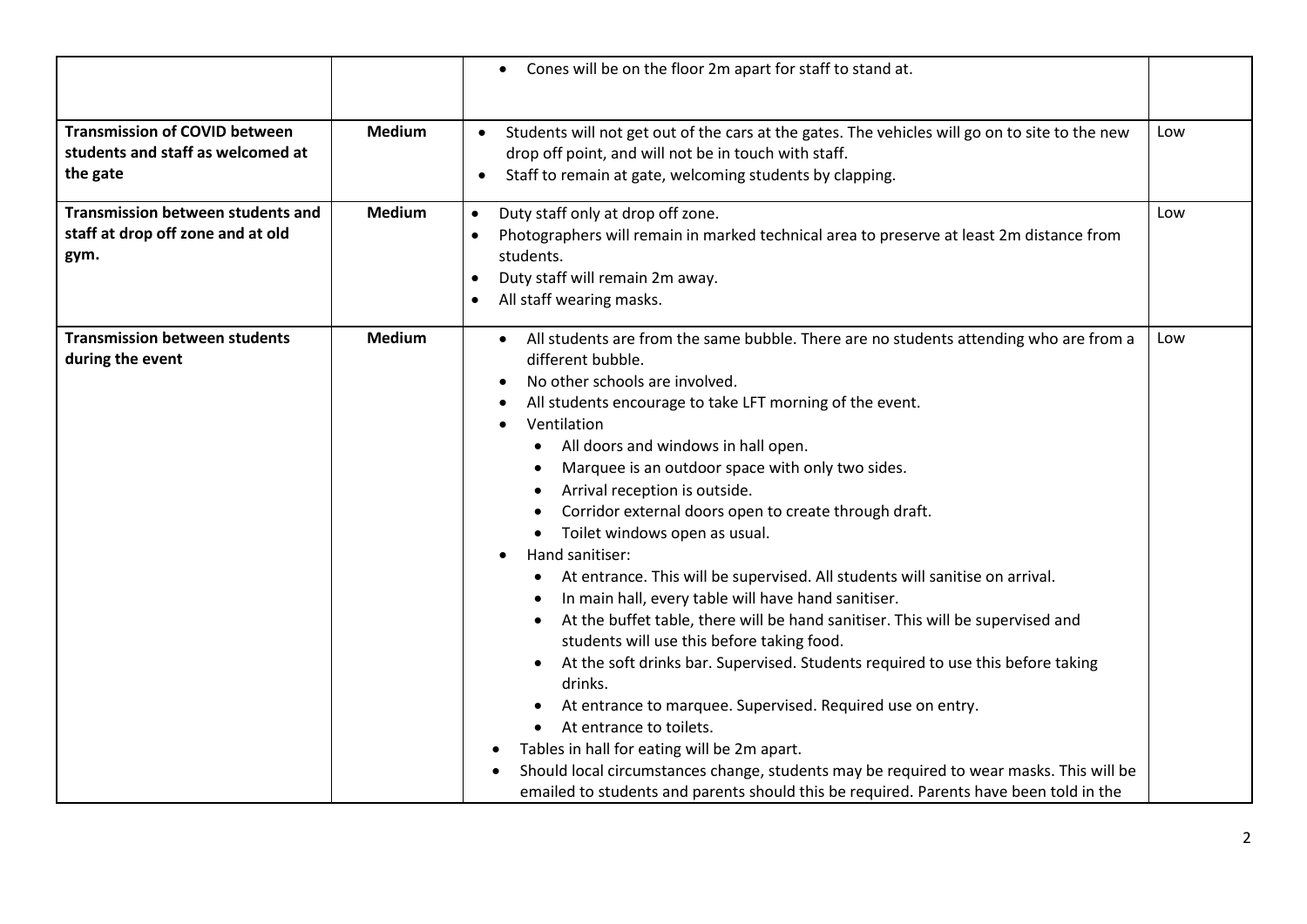| | | | |
|---|---|---|---|
| | | • Cones will be on the floor 2m apart for staff to stand at. | |
| **Transmission of COVID between students and staff as welcomed at the gate** | **Medium** | • Students will not get out of the cars at the gates. The vehicles will go on to site to the new drop off point, and will not be in touch with staff.<br>• Staff to remain at gate, welcoming students by clapping. | Low |
| **Transmission between students and staff at drop off zone and at old gym.** | **Medium** | • Duty staff only at drop off zone.<br>• Photographers will remain in marked technical area to preserve at least 2m distance from students.<br>• Duty staff will remain 2m away.<br>• All staff wearing masks. | Low |
| **Transmission between students during the event** | **Medium** | • All students are from the same bubble. There are no students attending who are from a different bubble.<br>• No other schools are involved.<br>• All students encourage to take LFT morning of the event.<br>• Ventilation<br>&nbsp;&nbsp;◦ All doors and windows in hall open.<br>&nbsp;&nbsp;◦ Marquee is an outdoor space with only two sides.<br>&nbsp;&nbsp;◦ Arrival reception is outside.<br>&nbsp;&nbsp;◦ Corridor external doors open to create through draft.<br>&nbsp;&nbsp;◦ Toilet windows open as usual.<br>• Hand sanitiser:<br>&nbsp;&nbsp;◦ At entrance. This will be supervised. All students will sanitise on arrival.<br>&nbsp;&nbsp;◦ In main hall, every table will have hand sanitiser.<br>&nbsp;&nbsp;◦ At the buffet table, there will be hand sanitiser. This will be supervised and students will use this before taking food.<br>&nbsp;&nbsp;◦ At the soft drinks bar. Supervised. Students required to use this before taking drinks.<br>&nbsp;&nbsp;◦ At entrance to marquee. Supervised. Required use on entry.<br>&nbsp;&nbsp;◦ At entrance to toilets.<br>• Tables in hall for eating will be 2m apart.<br>• Should local circumstances change, students may be required to wear masks. This will be emailed to students and parents should this be required. Parents have been told in the | Low |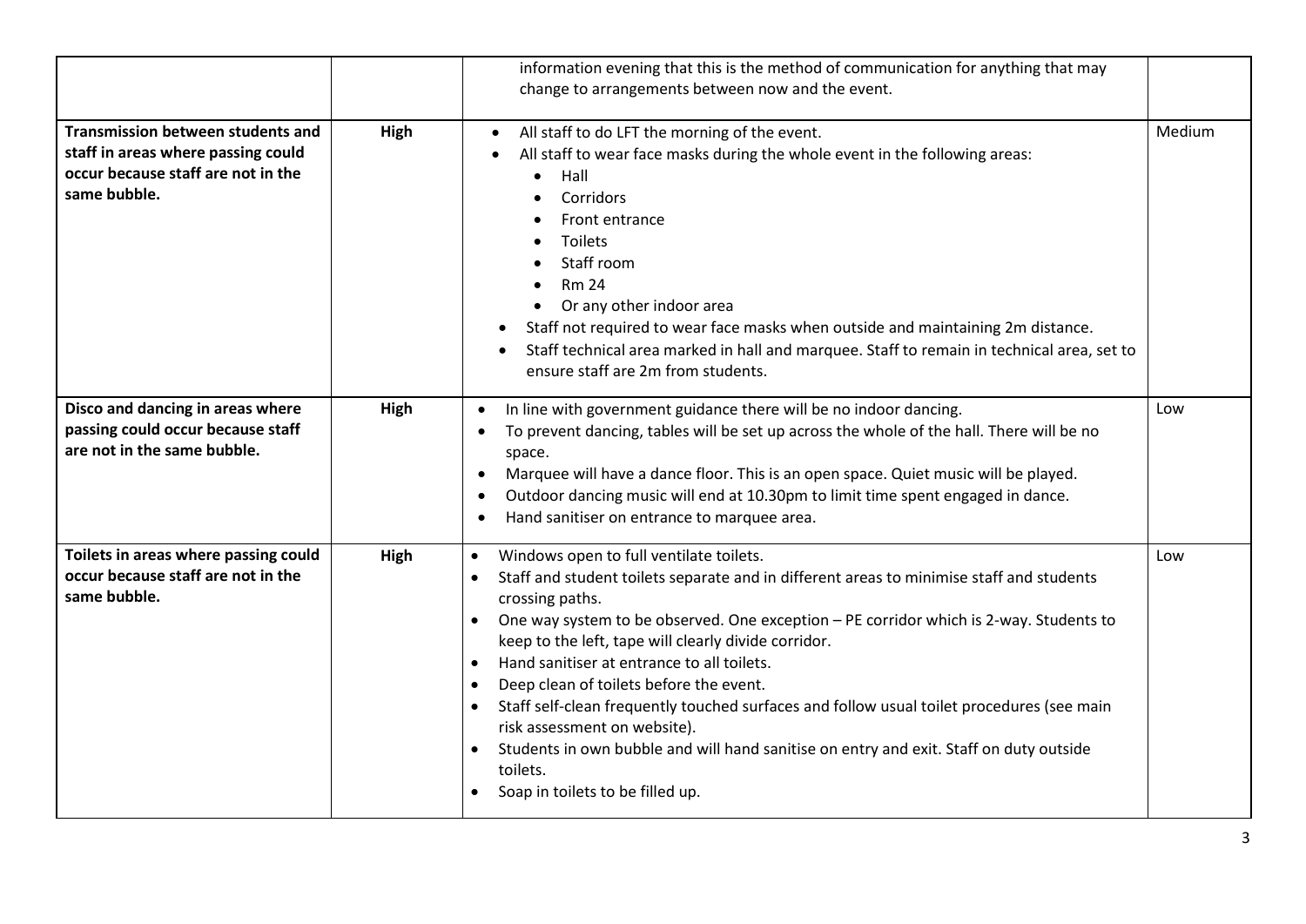| | | | |
|---|---|---|---|
| | | information evening that this is the method of communication for anything that may change to arrangements between now and the event. | |
| **Transmission between students and staff in areas where passing could occur because staff are not in the same bubble.** | **High** | • All staff to do LFT the morning of the event.<br>• All staff to wear face masks during the whole event in the following areas:<br>  • Hall<br>  • Corridors<br>  • Front entrance<br>  • Toilets<br>  • Staff room<br>  • Rm 24<br>  • Or any other indoor area<br>• Staff not required to wear face masks when outside and maintaining 2m distance.<br>• Staff technical area marked in hall and marquee. Staff to remain in technical area, set to ensure staff are 2m from students. | Medium |
| **Disco and dancing in areas where passing could occur because staff are not in the same bubble.** | **High** | • In line with government guidance there will be no indoor dancing.<br>• To prevent dancing, tables will be set up across the whole of the hall. There will be no space.<br>• Marquee will have a dance floor. This is an open space. Quiet music will be played.<br>• Outdoor dancing music will end at 10.30pm to limit time spent engaged in dance.<br>• Hand sanitiser on entrance to marquee area. | Low |
| **Toilets in areas where passing could occur because staff are not in the same bubble.** | **High** | • Windows open to full ventilate toilets.<br>• Staff and student toilets separate and in different areas to minimise staff and students crossing paths.<br>• One way system to be observed. One exception – PE corridor which is 2-way. Students to keep to the left, tape will clearly divide corridor.<br>• Hand sanitiser at entrance to all toilets.<br>• Deep clean of toilets before the event.<br>• Staff self-clean frequently touched surfaces and follow usual toilet procedures (see main risk assessment on website).<br>• Students in own bubble and will hand sanitise on entry and exit. Staff on duty outside toilets.<br>• Soap in toilets to be filled up. | Low |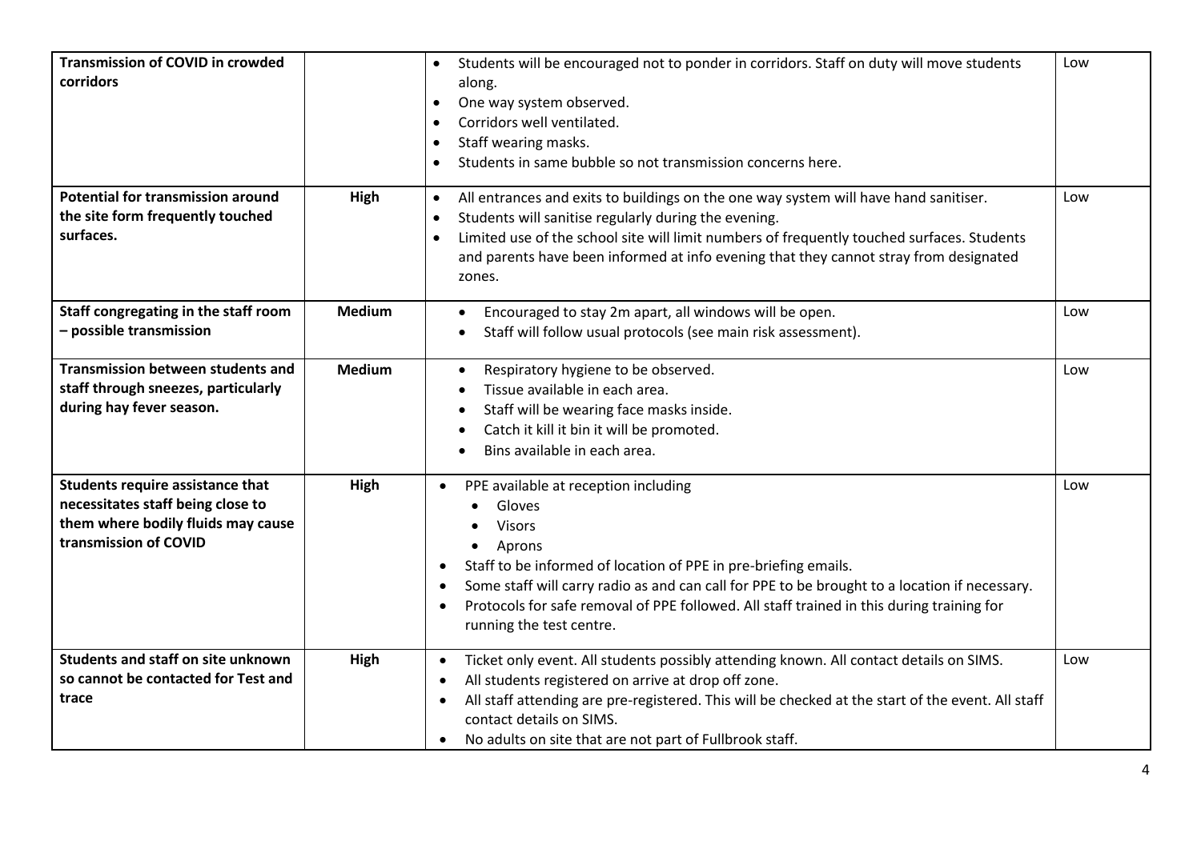| **Transmission of COVID in crowded corridors** | | <ul><li>Students will be encouraged not to ponder in corridors. Staff on duty will move students along.</li><li>One way system observed.</li><li>Corridors well ventilated.</li><li>Staff wearing masks.</li><li>Students in same bubble so not transmission concerns here.</li></ul> | Low |
|---|---|---|---|
| **Potential for transmission around the site form frequently touched surfaces.** | **High** | <ul><li>All entrances and exits to buildings on the one way system will have hand sanitiser.</li><li>Students will sanitise regularly during the evening.</li><li>Limited use of the school site will limit numbers of frequently touched surfaces. Students and parents have been informed at info evening that they cannot stray from designated zones.</li></ul> | Low |
| **Staff congregating in the staff room – possible transmission** | **Medium** | <ul><li>Encouraged to stay 2m apart, all windows will be open.</li><li>Staff will follow usual protocols (see main risk assessment).</li></ul> | Low |
| **Transmission between students and staff through sneezes, particularly during hay fever season.** | **Medium** | <ul><li>Respiratory hygiene to be observed.</li><li>Tissue available in each area.</li><li>Staff will be wearing face masks inside.</li><li>Catch it kill it bin it will be promoted.</li><li>Bins available in each area.</li></ul> | Low |
| **Students require assistance that necessitates staff being close to them where bodily fluids may cause transmission of COVID** | **High** | <ul><li>PPE available at reception including<ul><li>Gloves</li><li>Visors</li><li>Aprons</li></ul></li><li>Staff to be informed of location of PPE in pre-briefing emails.</li><li>Some staff will carry radio as and can call for PPE to be brought to a location if necessary.</li><li>Protocols for safe removal of PPE followed. All staff trained in this during training for running the test centre.</li></ul> | Low |
| **Students and staff on site unknown so cannot be contacted for Test and trace** | **High** | <ul><li>Ticket only event. All students possibly attending known. All contact details on SIMS.</li><li>All students registered on arrive at drop off zone.</li><li>All staff attending are pre-registered. This will be checked at the start of the event. All staff contact details on SIMS.</li><li>No adults on site that are not part of Fullbrook staff.</li></ul> | Low |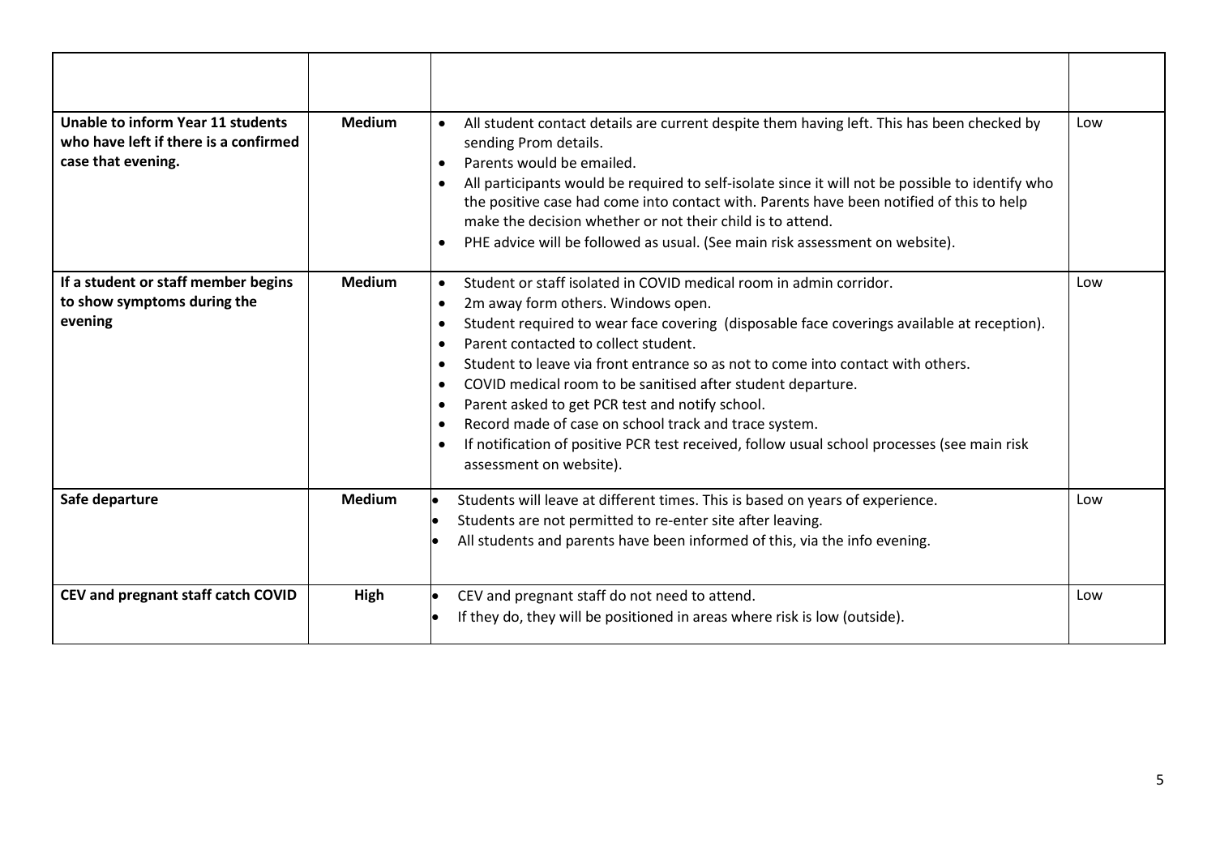| | | | |
|---|---|---|---|
| **Unable to inform Year 11 students who have left if there is a confirmed case that evening.** | **Medium** | • All student contact details are current despite them having left. This has been checked by sending Prom details.<br>• Parents would be emailed.<br>• All participants would be required to self-isolate since it will not be possible to identify who the positive case had come into contact with. Parents have been notified of this to help make the decision whether or not their child is to attend.<br>• PHE advice will be followed as usual. (See main risk assessment on website). | Low |
| **If a student or staff member begins to show symptoms during the evening** | **Medium** | • Student or staff isolated in COVID medical room in admin corridor.<br>• 2m away form others. Windows open.<br>• Student required to wear face covering (disposable face coverings available at reception).<br>• Parent contacted to collect student.<br>• Student to leave via front entrance so as not to come into contact with others.<br>• COVID medical room to be sanitised after student departure.<br>• Parent asked to get PCR test and notify school.<br>• Record made of case on school track and trace system.<br>• If notification of positive PCR test received, follow usual school processes (see main risk assessment on website). | Low |
| **Safe departure** | **Medium** | • Students will leave at different times. This is based on years of experience.<br>• Students are not permitted to re-enter site after leaving.<br>• All students and parents have been informed of this, via the info evening. | Low |
| **CEV and pregnant staff catch COVID** | **High** | • CEV and pregnant staff do not need to attend.<br>• If they do, they will be positioned in areas where risk is low (outside). | Low |